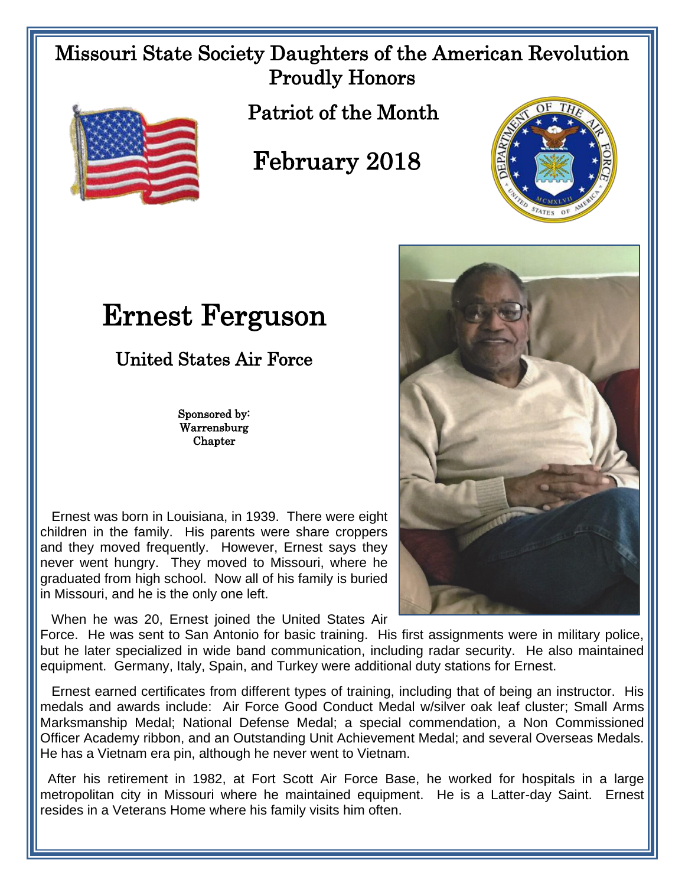Missouri State Society Daughters of the American Revolution
Proudly Honors

Patriot of the Month

February 2018

# Ernest Ferguson

## United States Air Force

Sponsored by:
Warrensburg
Chapter

Ernest was born in Louisiana, in 1939. There were eight children in the family. His parents were share croppers and they moved frequently. However, Ernest says they never went hungry. They moved to Missouri, where he graduated from high school. Now all of his family is buried in Missouri, and he is the only one left.

When he was 20, Ernest joined the United States Air Force. He was sent to San Antonio for basic training. His first assignments were in military police, but he later specialized in wide band communication, including radar security. He also maintained equipment. Germany, Italy, Spain, and Turkey were additional duty stations for Ernest.

Ernest earned certificates from different types of training, including that of being an instructor. His medals and awards include: Air Force Good Conduct Medal w/silver oak leaf cluster; Small Arms Marksmanship Medal; National Defense Medal; a special commendation, a Non Commissioned Officer Academy ribbon, and an Outstanding Unit Achievement Medal; and several Overseas Medals. He has a Vietnam era pin, although he never went to Vietnam.

After his retirement in 1982, at Fort Scott Air Force Base, he worked for hospitals in a large metropolitan city in Missouri where he maintained equipment. He is a Latter-day Saint. Ernest resides in a Veterans Home where his family visits him often.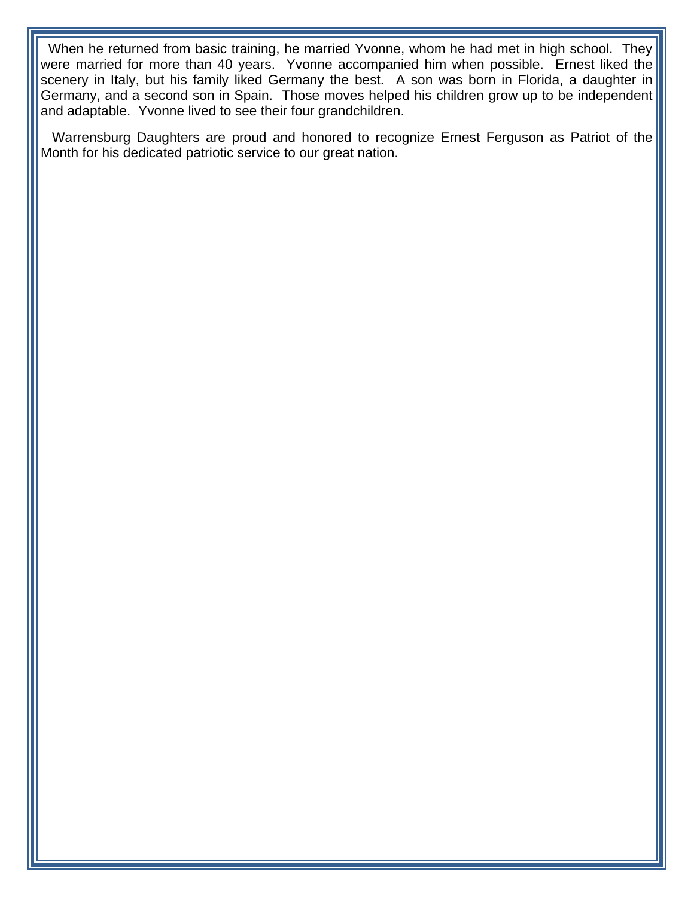When he returned from basic training, he married Yvonne, whom he had met in high school. They were married for more than 40 years. Yvonne accompanied him when possible. Ernest liked the scenery in Italy, but his family liked Germany the best. A son was born in Florida, a daughter in Germany, and a second son in Spain. Those moves helped his children grow up to be independent and adaptable. Yvonne lived to see their four grandchildren.

Warrensburg Daughters are proud and honored to recognize Ernest Ferguson as Patriot of the Month for his dedicated patriotic service to our great nation.